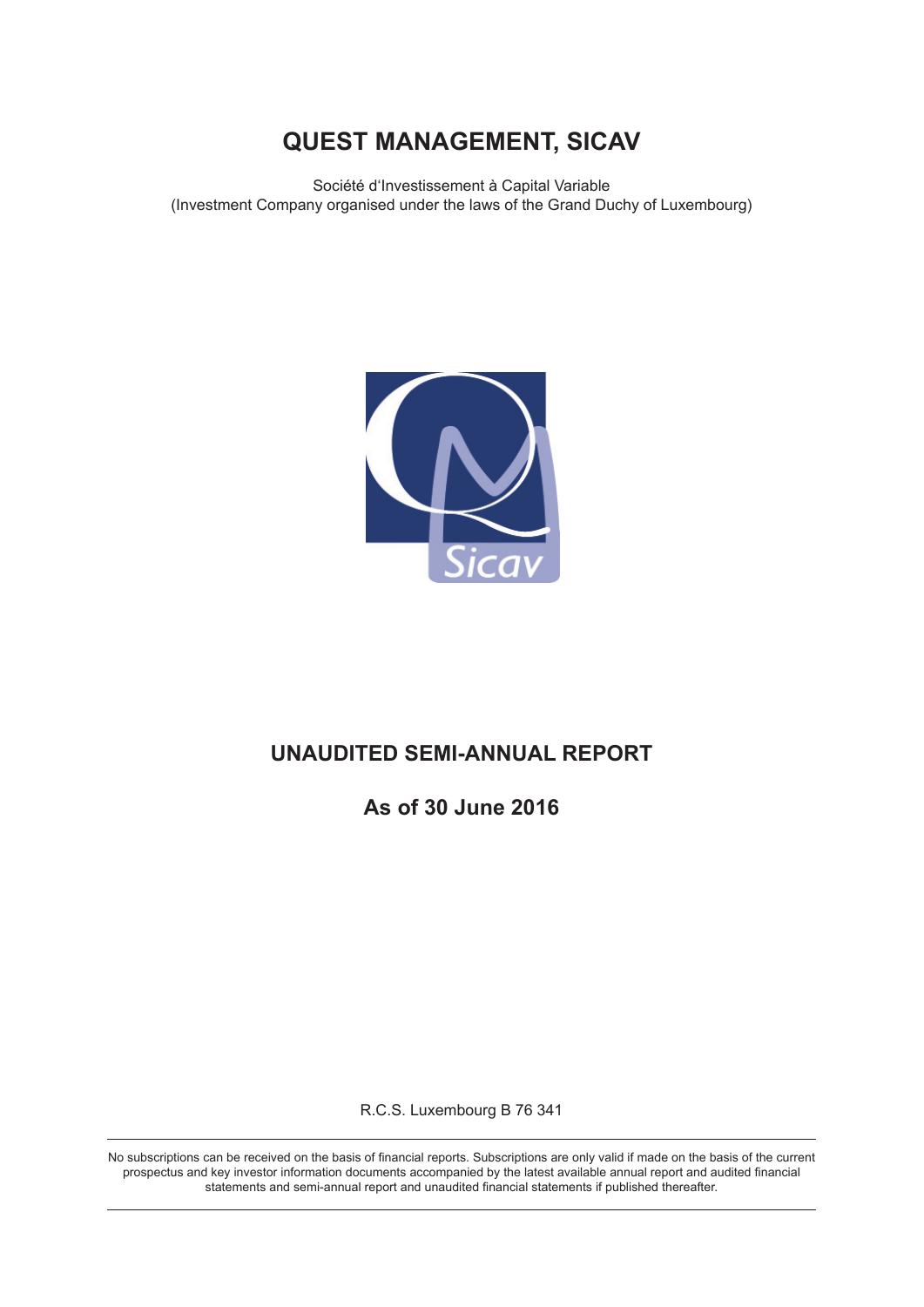# QUEST MANAGEMENT, SICAV

Société d'Investissement à Capital Variable
(Investment Company organised under the laws of the Grand Duchy of Luxembourg)

## UNAUDITED SEMI-ANNUAL REPORT

## As of 30 June 2016

R.C.S. Luxembourg B 76 341

No subscriptions can be received on the basis of financial reports. Subscriptions are only valid if made on the basis of the current prospectus and key investor information documents accompanied by the latest available annual report and audited financial statements and semi-annual report and unaudited financial statements if published thereafter.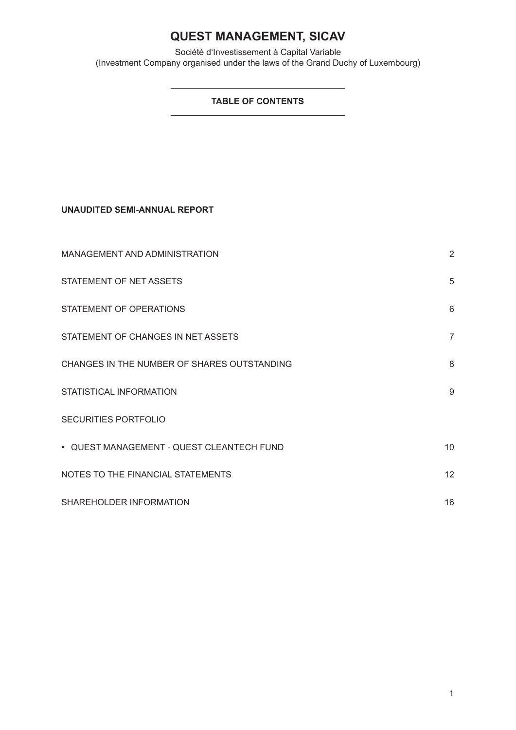# QUEST MANAGEMENT, SICAV

Société d'Investissement à Capital Variable
(Investment Company organised under the laws of the Grand Duchy of Luxembourg)

## TABLE OF CONTENTS

**UNAUDITED SEMI-ANNUAL REPORT**

| | |
|---|---|
| MANAGEMENT AND ADMINISTRATION | 2 |
| STATEMENT OF NET ASSETS | 5 |
| STATEMENT OF OPERATIONS | 6 |
| STATEMENT OF CHANGES IN NET ASSETS | 7 |
| CHANGES IN THE NUMBER OF SHARES OUTSTANDING | 8 |
| STATISTICAL INFORMATION | 9 |
| SECURITIES PORTFOLIO | |
| • QUEST MANAGEMENT - QUEST CLEANTECH FUND | 10 |
| NOTES TO THE FINANCIAL STATEMENTS | 12 |
| SHAREHOLDER INFORMATION | 16 |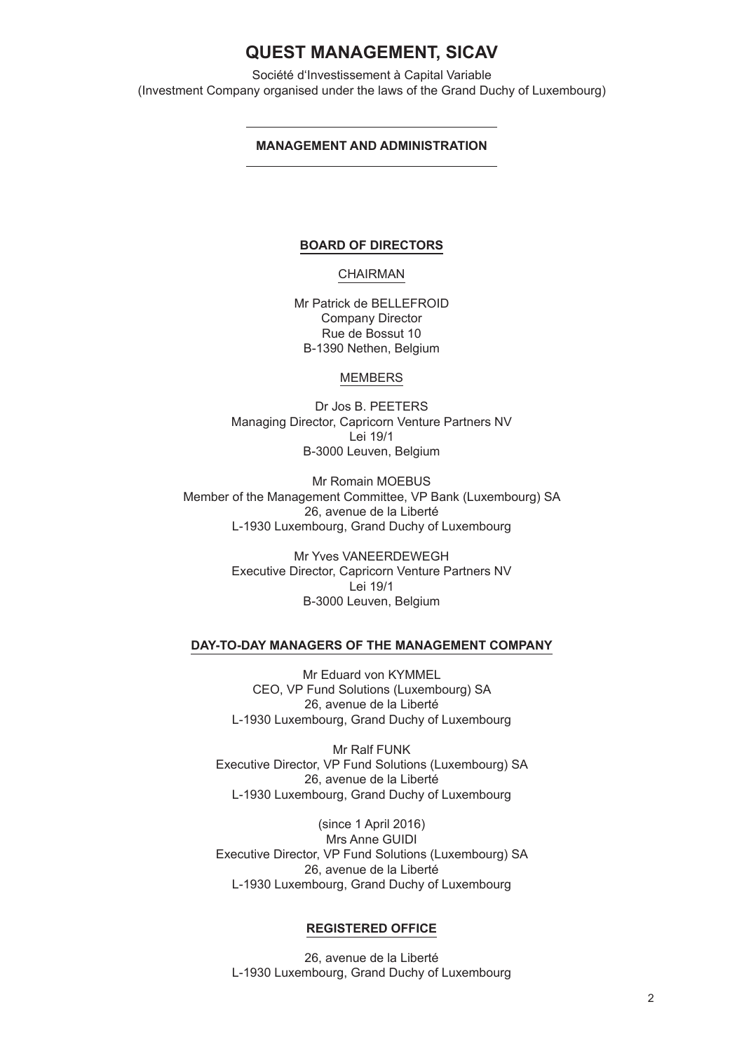# QUEST MANAGEMENT, SICAV

Société d'Investissement à Capital Variable
(Investment Company organised under the laws of the Grand Duchy of Luxembourg)

## MANAGEMENT AND ADMINISTRATION

### BOARD OF DIRECTORS

CHAIRMAN

Mr Patrick de BELLEFROID
Company Director
Rue de Bossut 10
B-1390 Nethen, Belgium

MEMBERS

Dr Jos B. PEETERS
Managing Director, Capricorn Venture Partners NV
Lei 19/1
B-3000 Leuven, Belgium

Mr Romain MOEBUS
Member of the Management Committee, VP Bank (Luxembourg) SA
26, avenue de la Liberté
L-1930 Luxembourg, Grand Duchy of Luxembourg

Mr Yves VANEERDEWEGH
Executive Director, Capricorn Venture Partners NV
Lei 19/1
B-3000 Leuven, Belgium

### DAY-TO-DAY MANAGERS OF THE MANAGEMENT COMPANY

Mr Eduard von KYMMEL
CEO, VP Fund Solutions (Luxembourg) SA
26, avenue de la Liberté
L-1930 Luxembourg, Grand Duchy of Luxembourg

Mr Ralf FUNK
Executive Director, VP Fund Solutions (Luxembourg) SA
26, avenue de la Liberté
L-1930 Luxembourg, Grand Duchy of Luxembourg

(since 1 April 2016)
Mrs Anne GUIDI
Executive Director, VP Fund Solutions (Luxembourg) SA
26, avenue de la Liberté
L-1930 Luxembourg, Grand Duchy of Luxembourg

### REGISTERED OFFICE

26, avenue de la Liberté
L-1930 Luxembourg, Grand Duchy of Luxembourg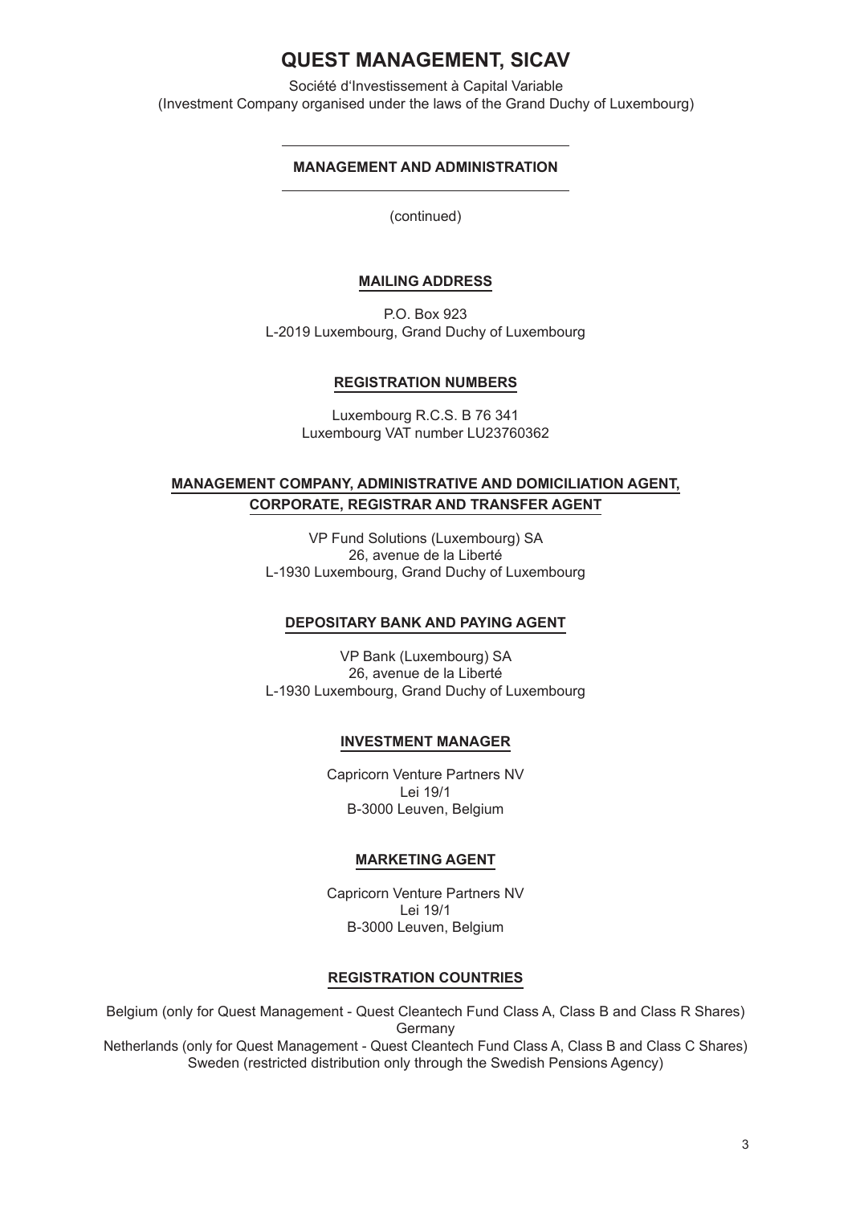# QUEST MANAGEMENT, SICAV

Société d'Investissement à Capital Variable
(Investment Company organised under the laws of the Grand Duchy of Luxembourg)

## MANAGEMENT AND ADMINISTRATION

(continued)

### MAILING ADDRESS

P.O. Box 923
L-2019 Luxembourg, Grand Duchy of Luxembourg

### REGISTRATION NUMBERS

Luxembourg R.C.S. B 76 341
Luxembourg VAT number LU23760362

### MANAGEMENT COMPANY, ADMINISTRATIVE AND DOMICILIATION AGENT, CORPORATE, REGISTRAR AND TRANSFER AGENT

VP Fund Solutions (Luxembourg) SA
26, avenue de la Liberté
L-1930 Luxembourg, Grand Duchy of Luxembourg

### DEPOSITARY BANK AND PAYING AGENT

VP Bank (Luxembourg) SA
26, avenue de la Liberté
L-1930 Luxembourg, Grand Duchy of Luxembourg

### INVESTMENT MANAGER

Capricorn Venture Partners NV
Lei 19/1
B-3000 Leuven, Belgium

### MARKETING AGENT

Capricorn Venture Partners NV
Lei 19/1
B-3000 Leuven, Belgium

### REGISTRATION COUNTRIES

Belgium (only for Quest Management - Quest Cleantech Fund Class A, Class B and Class R Shares)
Germany
Netherlands (only for Quest Management - Quest Cleantech Fund Class A, Class B and Class C Shares)
Sweden (restricted distribution only through the Swedish Pensions Agency)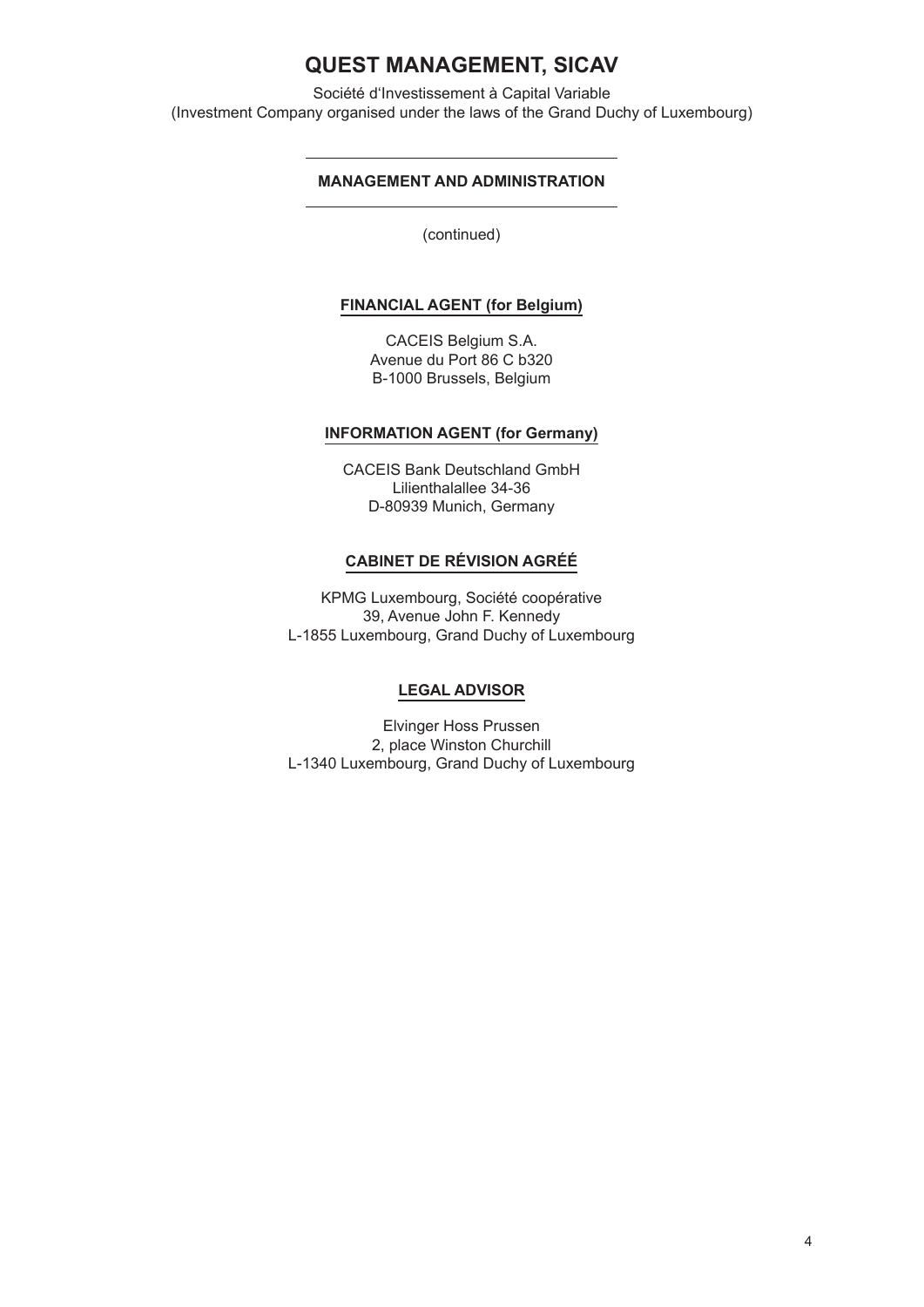# QUEST MANAGEMENT, SICAV

Société d'Investissement à Capital Variable
(Investment Company organised under the laws of the Grand Duchy of Luxembourg)

## MANAGEMENT AND ADMINISTRATION

(continued)

### FINANCIAL AGENT (for Belgium)

CACEIS Belgium S.A.
Avenue du Port 86 C b320
B-1000 Brussels, Belgium

### INFORMATION AGENT (for Germany)

CACEIS Bank Deutschland GmbH
Lilienthalallee 34-36
D-80939 Munich, Germany

### CABINET DE RÉVISION AGRÉÉ

KPMG Luxembourg, Société coopérative
39, Avenue John F. Kennedy
L-1855 Luxembourg, Grand Duchy of Luxembourg

### LEGAL ADVISOR

Elvinger Hoss Prussen
2, place Winston Churchill
L-1340 Luxembourg, Grand Duchy of Luxembourg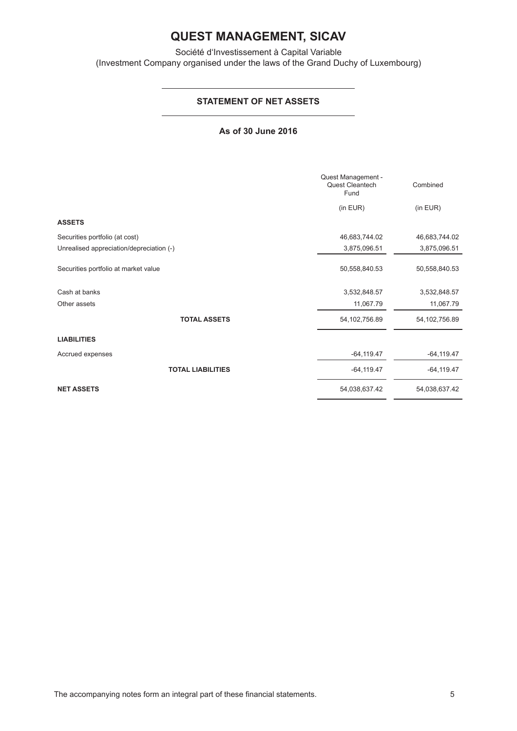# QUEST MANAGEMENT, SICAV

Société d'Investissement à Capital Variable
(Investment Company organised under the laws of the Grand Duchy of Luxembourg)

## STATEMENT OF NET ASSETS

### As of 30 June 2016

| | Quest Management - Quest Cleantech Fund | Combined |
|---|---|---|
| | (in EUR) | (in EUR) |
| **ASSETS** | | |
| Securities portfolio (at cost) | 46,683,744.02 | 46,683,744.02 |
| Unrealised appreciation/depreciation (-) | 3,875,096.51 | 3,875,096.51 |
| Securities portfolio at market value | 50,558,840.53 | 50,558,840.53 |
| Cash at banks | 3,532,848.57 | 3,532,848.57 |
| Other assets | 11,067.79 | 11,067.79 |
| **TOTAL ASSETS** | 54,102,756.89 | 54,102,756.89 |
| **LIABILITIES** | | |
| Accrued expenses | -64,119.47 | -64,119.47 |
| **TOTAL LIABILITIES** | -64,119.47 | -64,119.47 |
| **NET ASSETS** | 54,038,637.42 | 54,038,637.42 |

The accompanying notes form an integral part of these financial statements.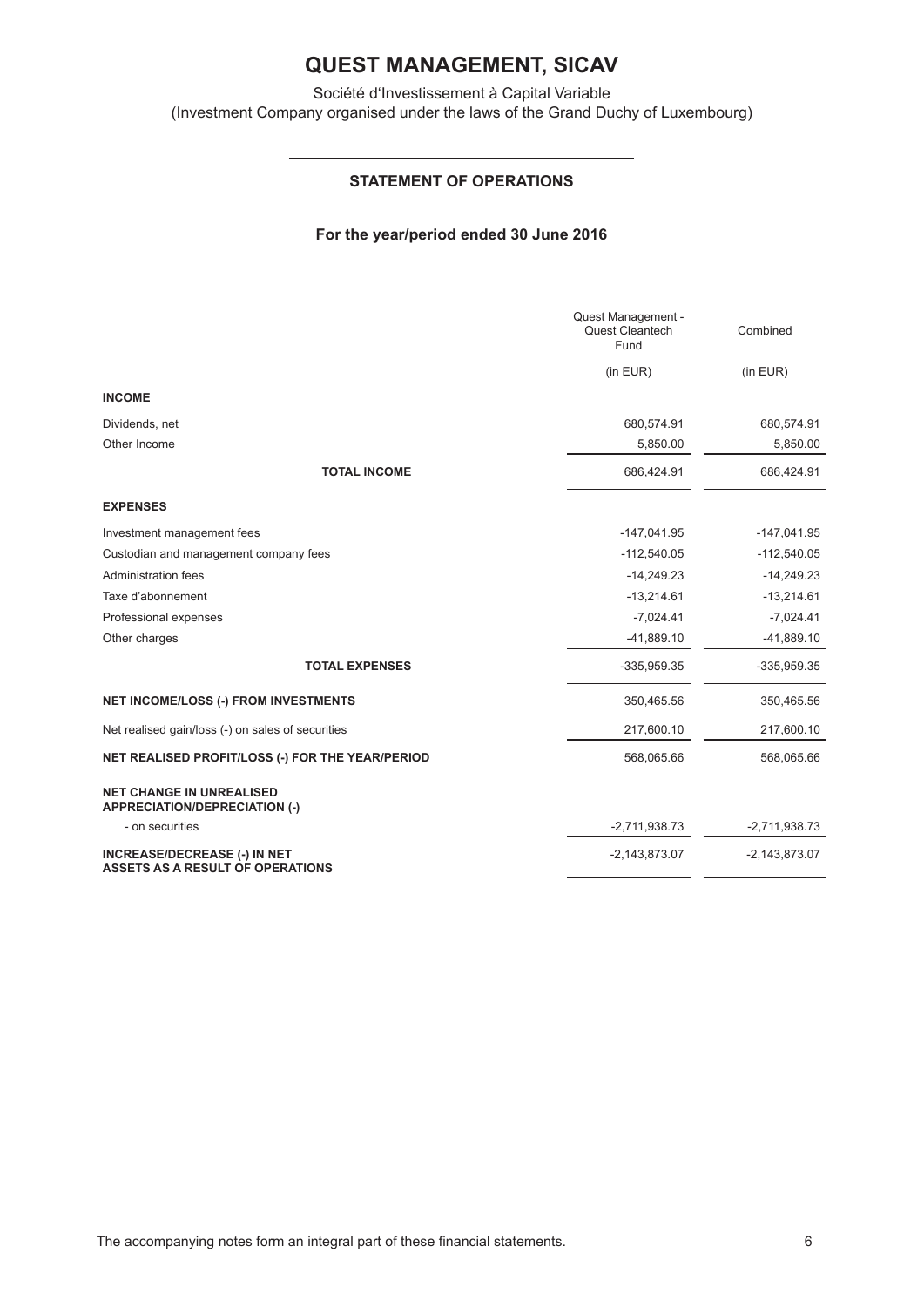# QUEST MANAGEMENT, SICAV

Société d'Investissement à Capital Variable
(Investment Company organised under the laws of the Grand Duchy of Luxembourg)

## STATEMENT OF OPERATIONS

### For the year/period ended 30 June 2016

| | Quest Management - Quest Cleantech Fund | Combined |
|---|---|---|
| | (in EUR) | (in EUR) |
| **INCOME** | | |
| Dividends, net | 680,574.91 | 680,574.91 |
| Other Income | 5,850.00 | 5,850.00 |
| **TOTAL INCOME** | 686,424.91 | 686,424.91 |
| **EXPENSES** | | |
| Investment management fees | -147,041.95 | -147,041.95 |
| Custodian and management company fees | -112,540.05 | -112,540.05 |
| Administration fees | -14,249.23 | -14,249.23 |
| Taxe d'abonnement | -13,214.61 | -13,214.61 |
| Professional expenses | -7,024.41 | -7,024.41 |
| Other charges | -41,889.10 | -41,889.10 |
| **TOTAL EXPENSES** | -335,959.35 | -335,959.35 |
| **NET INCOME/LOSS (-) FROM INVESTMENTS** | 350,465.56 | 350,465.56 |
| Net realised gain/loss (-) on sales of securities | 217,600.10 | 217,600.10 |
| **NET REALISED PROFIT/LOSS (-) FOR THE YEAR/PERIOD** | 568,065.66 | 568,065.66 |
| **NET CHANGE IN UNREALISED APPRECIATION/DEPRECIATION (-)** | | |
| - on securities | -2,711,938.73 | -2,711,938.73 |
| **INCREASE/DECREASE (-) IN NET ASSETS AS A RESULT OF OPERATIONS** | -2,143,873.07 | -2,143,873.07 |

The accompanying notes form an integral part of these financial statements.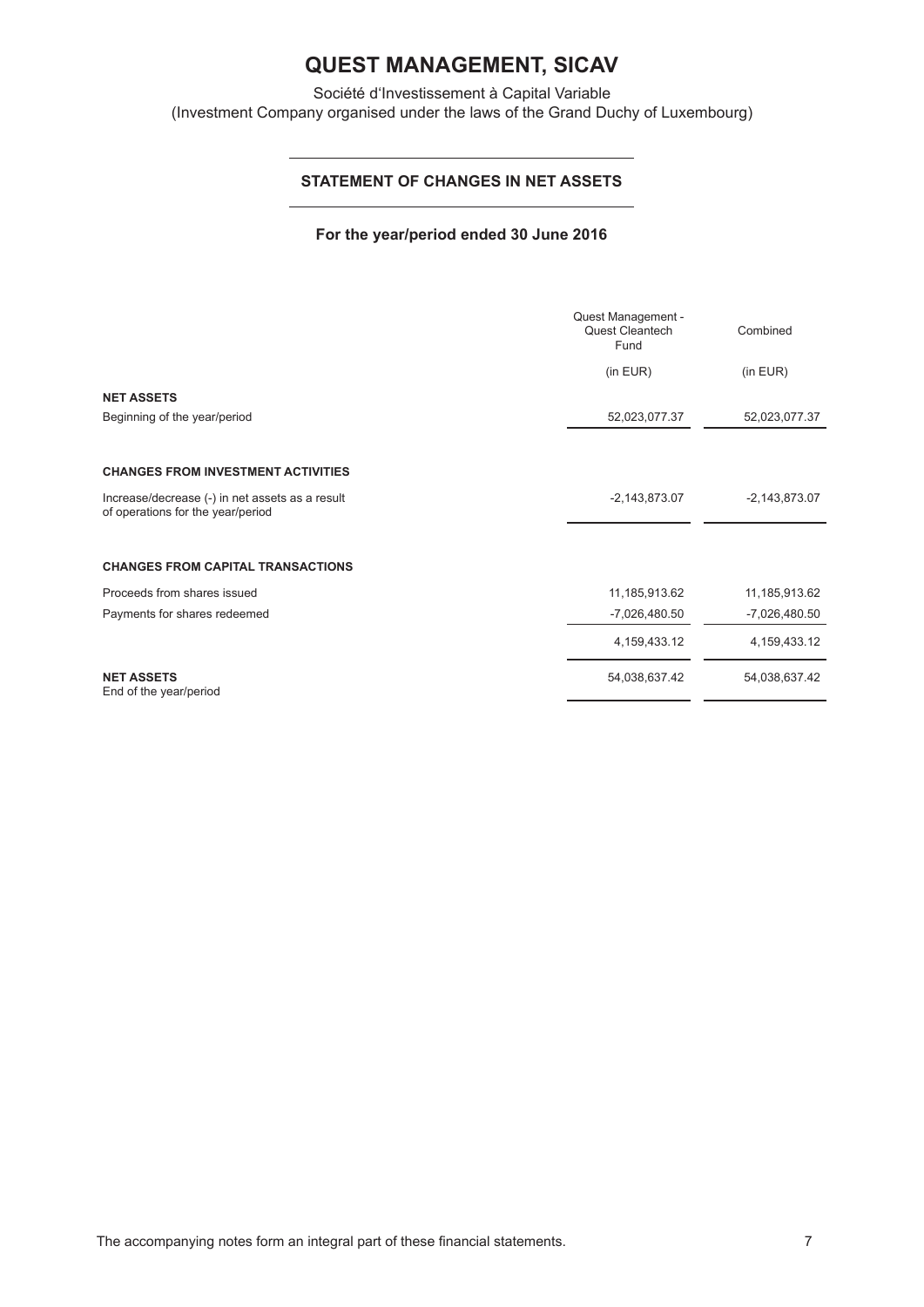# QUEST MANAGEMENT, SICAV

Société d'Investissement à Capital Variable
(Investment Company organised under the laws of the Grand Duchy of Luxembourg)

## STATEMENT OF CHANGES IN NET ASSETS

### For the year/period ended 30 June 2016

| | Quest Management - Quest Cleantech Fund | Combined |
|---|---|---|
| | (in EUR) | (in EUR) |
| **NET ASSETS** | | |
| Beginning of the year/period | 52,023,077.37 | 52,023,077.37 |
| **CHANGES FROM INVESTMENT ACTIVITIES** | | |
| Increase/decrease (-) in net assets as a result of operations for the year/period | -2,143,873.07 | -2,143,873.07 |
| **CHANGES FROM CAPITAL TRANSACTIONS** | | |
| Proceeds from shares issued | 11,185,913.62 | 11,185,913.62 |
| Payments for shares redeemed | -7,026,480.50 | -7,026,480.50 |
| | 4,159,433.12 | 4,159,433.12 |
| **NET ASSETS** End of the year/period | 54,038,637.42 | 54,038,637.42 |

The accompanying notes form an integral part of these financial statements.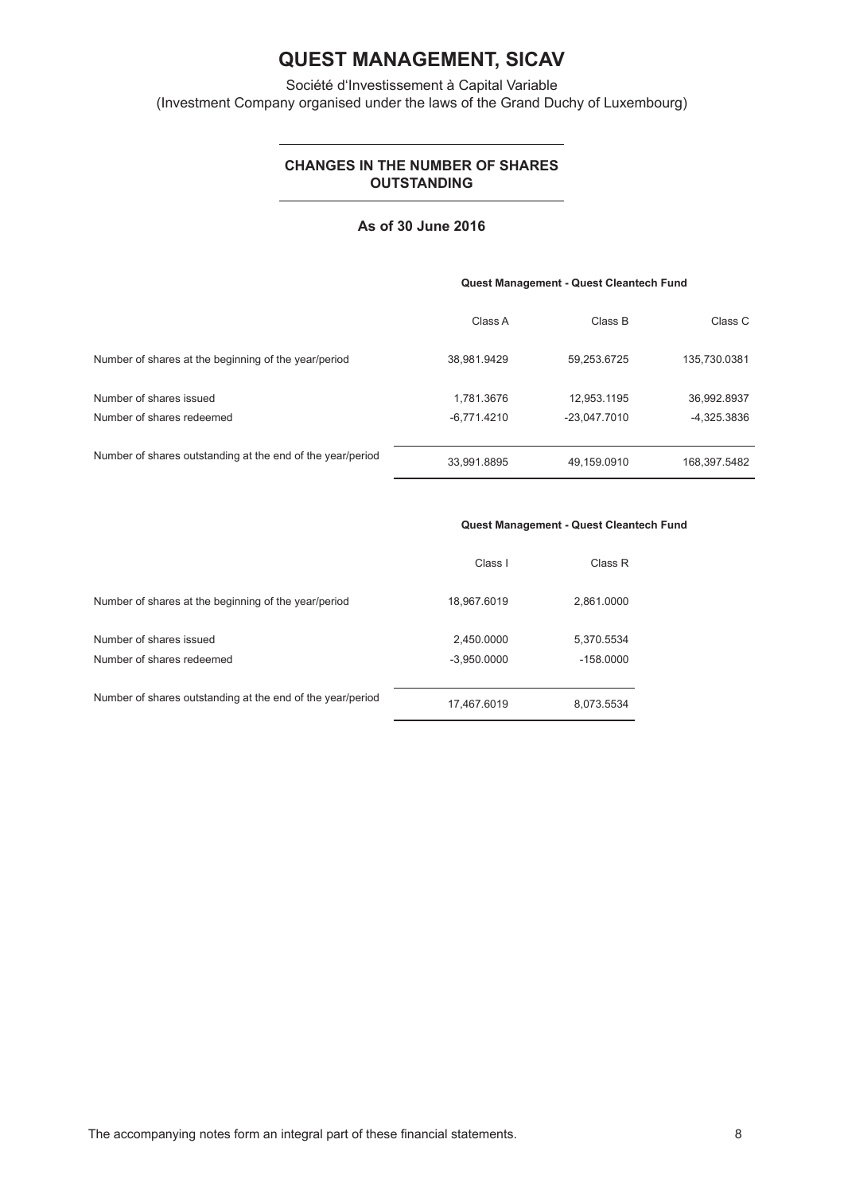# QUEST MANAGEMENT, SICAV

Société d'Investissement à Capital Variable
(Investment Company organised under the laws of the Grand Duchy of Luxembourg)

## CHANGES IN THE NUMBER OF SHARES OUTSTANDING

### As of 30 June 2016

| | Quest Management - Quest Cleantech Fund | | |
|---|---|---|---|
| | Class A | Class B | Class C |
| Number of shares at the beginning of the year/period | 38,981.9429 | 59,253.6725 | 135,730.0381 |
| Number of shares issued | 1,781.3676 | 12,953.1195 | 36,992.8937 |
| Number of shares redeemed | -6,771.4210 | -23,047.7010 | -4,325.3836 |
| Number of shares outstanding at the end of the year/period | 33,991.8895 | 49,159.0910 | 168,397.5482 |

| | Quest Management - Quest Cleantech Fund | |
|---|---|---|
| | Class I | Class R |
| Number of shares at the beginning of the year/period | 18,967.6019 | 2,861.0000 |
| Number of shares issued | 2,450.0000 | 5,370.5534 |
| Number of shares redeemed | -3,950.0000 | -158.0000 |
| Number of shares outstanding at the end of the year/period | 17,467.6019 | 8,073.5534 |

The accompanying notes form an integral part of these financial statements.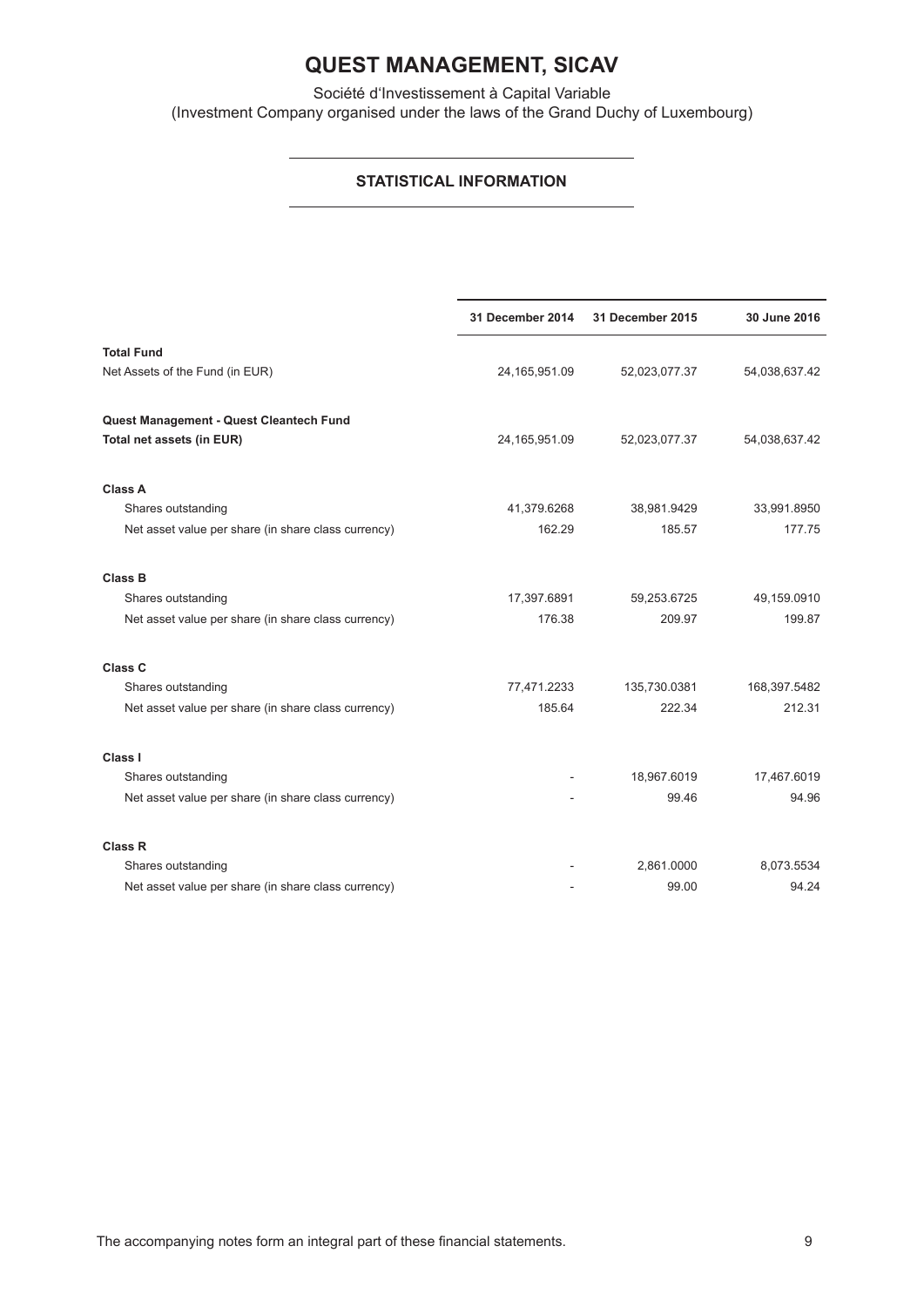# QUEST MANAGEMENT, SICAV

Société d'Investissement à Capital Variable
(Investment Company organised under the laws of the Grand Duchy of Luxembourg)

## STATISTICAL INFORMATION

| | 31 December 2014 | 31 December 2015 | 30 June 2016 |
|---|---|---|---|
| **Total Fund** | | | |
| Net Assets of the Fund (in EUR) | 24,165,951.09 | 52,023,077.37 | 54,038,637.42 |
| **Quest Management - Quest Cleantech Fund** | | | |
| **Total net assets (in EUR)** | 24,165,951.09 | 52,023,077.37 | 54,038,637.42 |
| **Class A** | | | |
| Shares outstanding | 41,379.6268 | 38,981.9429 | 33,991.8950 |
| Net asset value per share (in share class currency) | 162.29 | 185.57 | 177.75 |
| **Class B** | | | |
| Shares outstanding | 17,397.6891 | 59,253.6725 | 49,159.0910 |
| Net asset value per share (in share class currency) | 176.38 | 209.97 | 199.87 |
| **Class C** | | | |
| Shares outstanding | 77,471.2233 | 135,730.0381 | 168,397.5482 |
| Net asset value per share (in share class currency) | 185.64 | 222.34 | 212.31 |
| **Class I** | | | |
| Shares outstanding | - | 18,967.6019 | 17,467.6019 |
| Net asset value per share (in share class currency) | - | 99.46 | 94.96 |
| **Class R** | | | |
| Shares outstanding | - | 2,861.0000 | 8,073.5534 |
| Net asset value per share (in share class currency) | - | 99.00 | 94.24 |

The accompanying notes form an integral part of these financial statements.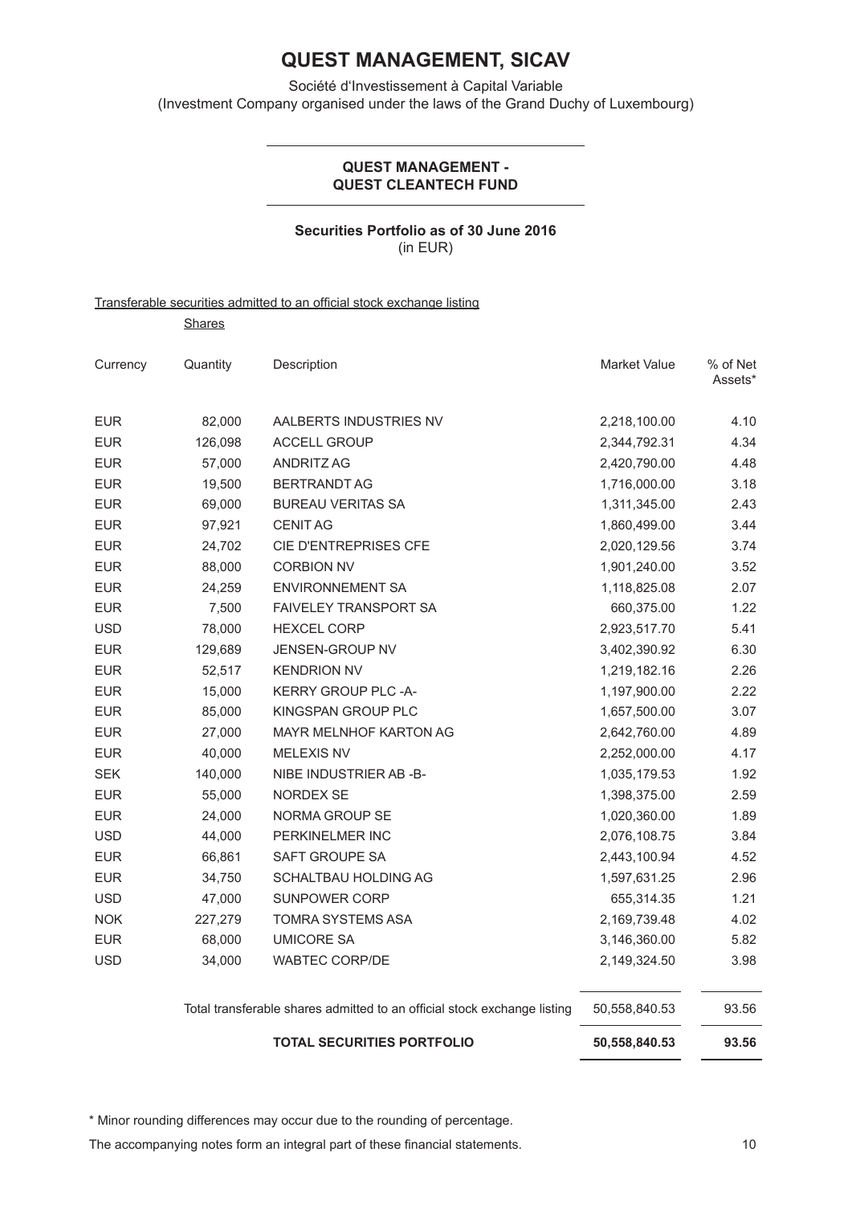# QUEST MANAGEMENT, SICAV

Société d'Investissement à Capital Variable
(Investment Company organised under the laws of the Grand Duchy of Luxembourg)

## QUEST MANAGEMENT - QUEST CLEANTECH FUND

### Securities Portfolio as of 30 June 2016
(in EUR)

Transferable securities admitted to an official stock exchange listing

Shares

| Currency | Quantity | Description | Market Value | % of Net Assets* |
|---|---|---|---|---|
| EUR | 82,000 | AALBERTS INDUSTRIES NV | 2,218,100.00 | 4.10 |
| EUR | 126,098 | ACCELL GROUP | 2,344,792.31 | 4.34 |
| EUR | 57,000 | ANDRITZ AG | 2,420,790.00 | 4.48 |
| EUR | 19,500 | BERTRANDT AG | 1,716,000.00 | 3.18 |
| EUR | 69,000 | BUREAU VERITAS SA | 1,311,345.00 | 2.43 |
| EUR | 97,921 | CENIT AG | 1,860,499.00 | 3.44 |
| EUR | 24,702 | CIE D'ENTREPRISES CFE | 2,020,129.56 | 3.74 |
| EUR | 88,000 | CORBION NV | 1,901,240.00 | 3.52 |
| EUR | 24,259 | ENVIRONNEMENT SA | 1,118,825.08 | 2.07 |
| EUR | 7,500 | FAIVELEY TRANSPORT SA | 660,375.00 | 1.22 |
| USD | 78,000 | HEXCEL CORP | 2,923,517.70 | 5.41 |
| EUR | 129,689 | JENSEN-GROUP NV | 3,402,390.92 | 6.30 |
| EUR | 52,517 | KENDRION NV | 1,219,182.16 | 2.26 |
| EUR | 15,000 | KERRY GROUP PLC -A- | 1,197,900.00 | 2.22 |
| EUR | 85,000 | KINGSPAN GROUP PLC | 1,657,500.00 | 3.07 |
| EUR | 27,000 | MAYR MELNHOF KARTON AG | 2,642,760.00 | 4.89 |
| EUR | 40,000 | MELEXIS NV | 2,252,000.00 | 4.17 |
| SEK | 140,000 | NIBE INDUSTRIER AB -B- | 1,035,179.53 | 1.92 |
| EUR | 55,000 | NORDEX SE | 1,398,375.00 | 2.59 |
| EUR | 24,000 | NORMA GROUP SE | 1,020,360.00 | 1.89 |
| USD | 44,000 | PERKINELMER INC | 2,076,108.75 | 3.84 |
| EUR | 66,861 | SAFT GROUPE SA | 2,443,100.94 | 4.52 |
| EUR | 34,750 | SCHALTBAU HOLDING AG | 1,597,631.25 | 2.96 |
| USD | 47,000 | SUNPOWER CORP | 655,314.35 | 1.21 |
| NOK | 227,279 | TOMRA SYSTEMS ASA | 2,169,739.48 | 4.02 |
| EUR | 68,000 | UMICORE SA | 3,146,360.00 | 5.82 |
| USD | 34,000 | WABTEC CORP/DE | 2,149,324.50 | 3.98 |
| | | Total transferable shares admitted to an official stock exchange listing | 50,558,840.53 | 93.56 |
| | | **TOTAL SECURITIES PORTFOLIO** | **50,558,840.53** | **93.56** |

\* Minor rounding differences may occur due to the rounding of percentage.

The accompanying notes form an integral part of these financial statements.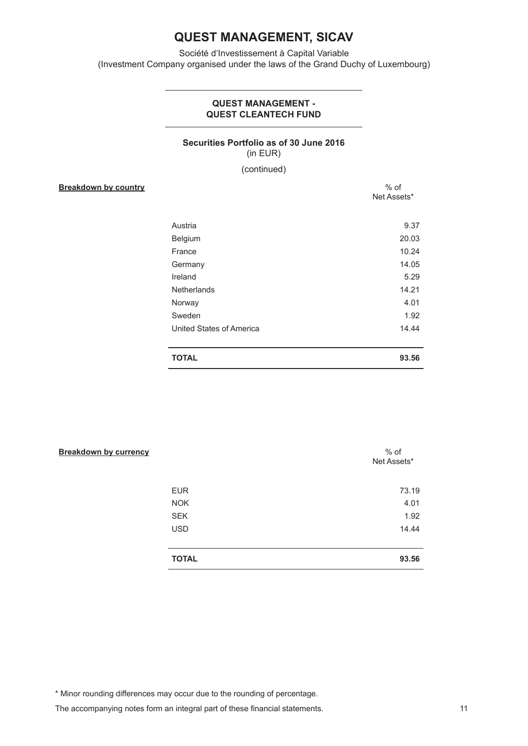# QUEST MANAGEMENT, SICAV

Société d'Investissement à Capital Variable
(Investment Company organised under the laws of the Grand Duchy of Luxembourg)

## QUEST MANAGEMENT - QUEST CLEANTECH FUND

### Securities Portfolio as of 30 June 2016
(in EUR)

(continued)

**Breakdown by country**

| | % of Net Assets* |
|---|---|
| Austria | 9.37 |
| Belgium | 20.03 |
| France | 10.24 |
| Germany | 14.05 |
| Ireland | 5.29 |
| Netherlands | 14.21 |
| Norway | 4.01 |
| Sweden | 1.92 |
| United States of America | 14.44 |
| **TOTAL** | **93.56** |

**Breakdown by currency**

| | % of Net Assets* |
|---|---|
| EUR | 73.19 |
| NOK | 4.01 |
| SEK | 1.92 |
| USD | 14.44 |
| **TOTAL** | **93.56** |

* Minor rounding differences may occur due to the rounding of percentage.

The accompanying notes form an integral part of these financial statements.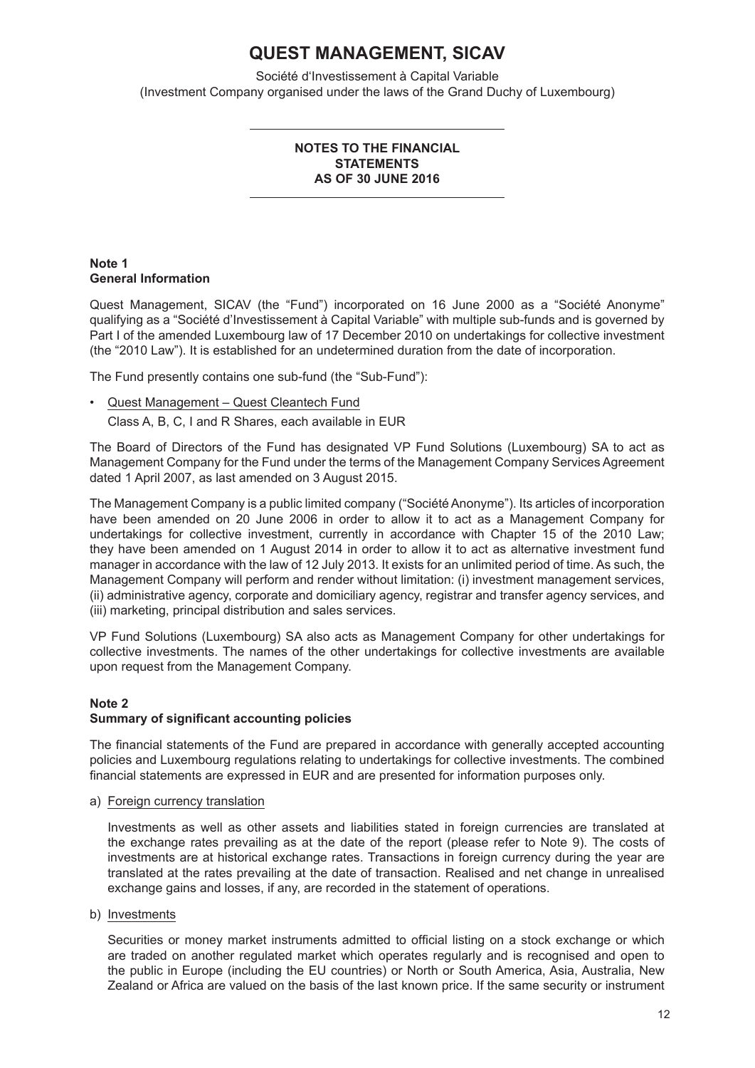# QUEST MANAGEMENT, SICAV

Société d'Investissement à Capital Variable
(Investment Company organised under the laws of the Grand Duchy of Luxembourg)

**NOTES TO THE FINANCIAL STATEMENTS AS OF 30 JUNE 2016**

## Note 1
## General Information

Quest Management, SICAV (the "Fund") incorporated on 16 June 2000 as a "Société Anonyme" qualifying as a "Société d'Investissement à Capital Variable" with multiple sub-funds and is governed by Part I of the amended Luxembourg law of 17 December 2010 on undertakings for collective investment (the "2010 Law"). It is established for an undetermined duration from the date of incorporation.

The Fund presently contains one sub-fund (the "Sub-Fund"):

- Quest Management – Quest Cleantech Fund
  Class A, B, C, I and R Shares, each available in EUR

The Board of Directors of the Fund has designated VP Fund Solutions (Luxembourg) SA to act as Management Company for the Fund under the terms of the Management Company Services Agreement dated 1 April 2007, as last amended on 3 August 2015.

The Management Company is a public limited company ("Société Anonyme"). Its articles of incorporation have been amended on 20 June 2006 in order to allow it to act as a Management Company for undertakings for collective investment, currently in accordance with Chapter 15 of the 2010 Law; they have been amended on 1 August 2014 in order to allow it to act as alternative investment fund manager in accordance with the law of 12 July 2013. It exists for an unlimited period of time. As such, the Management Company will perform and render without limitation: (i) investment management services, (ii) administrative agency, corporate and domiciliary agency, registrar and transfer agency services, and (iii) marketing, principal distribution and sales services.

VP Fund Solutions (Luxembourg) SA also acts as Management Company for other undertakings for collective investments. The names of the other undertakings for collective investments are available upon request from the Management Company.

## Note 2
## Summary of significant accounting policies

The financial statements of the Fund are prepared in accordance with generally accepted accounting policies and Luxembourg regulations relating to undertakings for collective investments. The combined financial statements are expressed in EUR and are presented for information purposes only.

a) Foreign currency translation

Investments as well as other assets and liabilities stated in foreign currencies are translated at the exchange rates prevailing as at the date of the report (please refer to Note 9). The costs of investments are at historical exchange rates. Transactions in foreign currency during the year are translated at the rates prevailing at the date of transaction. Realised and net change in unrealised exchange gains and losses, if any, are recorded in the statement of operations.

b) Investments

Securities or money market instruments admitted to official listing on a stock exchange or which are traded on another regulated market which operates regularly and is recognised and open to the public in Europe (including the EU countries) or North or South America, Asia, Australia, New Zealand or Africa are valued on the basis of the last known price. If the same security or instrument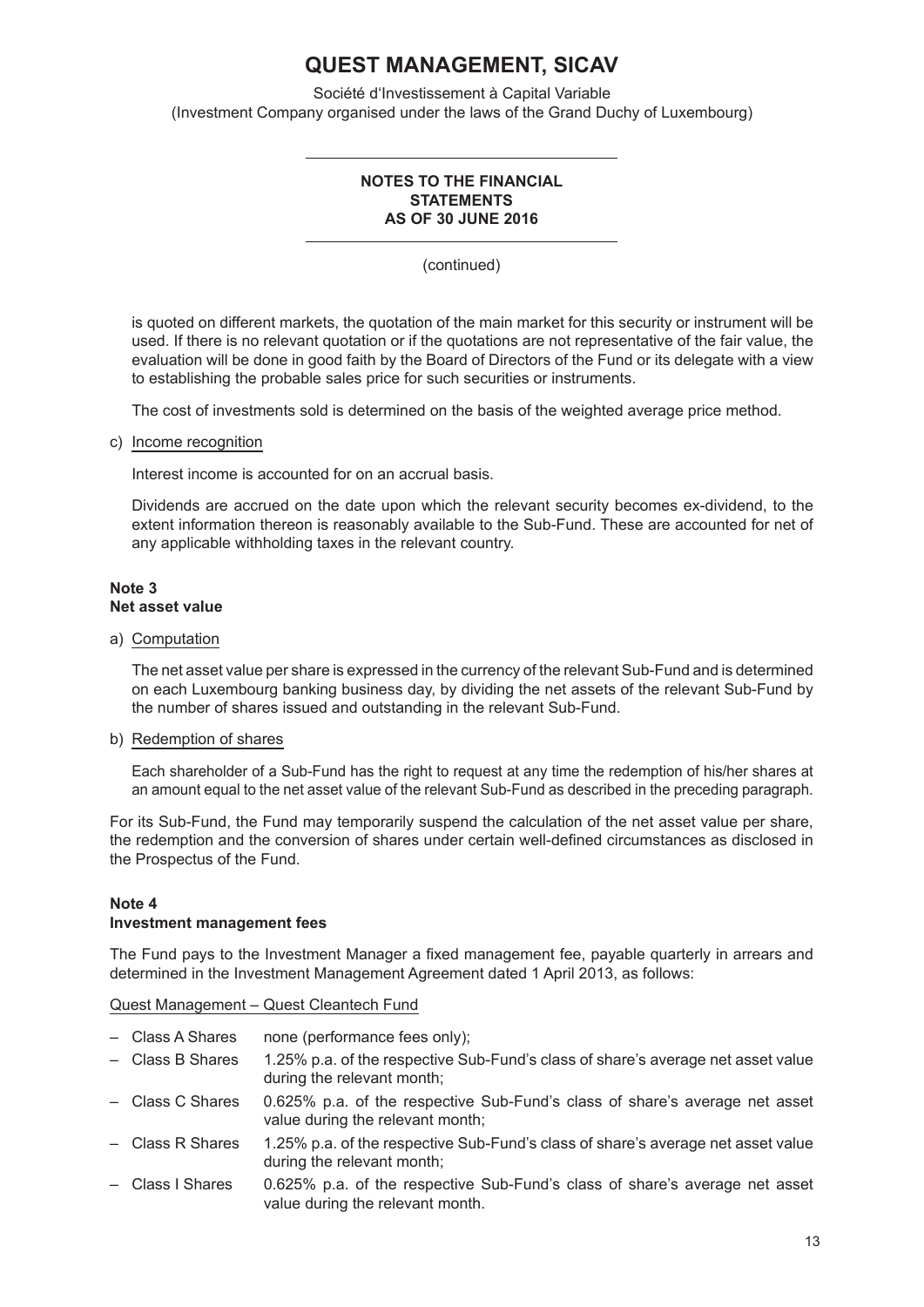is quoted on different markets, the quotation of the main market for this security or instrument will be used. If there is no relevant quotation or if the quotations are not representative of the fair value, the evaluation will be done in good faith by the Board of Directors of the Fund or its delegate with a view to establishing the probable sales price for such securities or instruments.

The cost of investments sold is determined on the basis of the weighted average price method.

c) Income recognition

Interest income is accounted for on an accrual basis.

Dividends are accrued on the date upon which the relevant security becomes ex-dividend, to the extent information thereon is reasonably available to the Sub-Fund. These are accounted for net of any applicable withholding taxes in the relevant country.

## Note 3
## Net asset value

a) Computation

The net asset value per share is expressed in the currency of the relevant Sub-Fund and is determined on each Luxembourg banking business day, by dividing the net assets of the relevant Sub-Fund by the number of shares issued and outstanding in the relevant Sub-Fund.

b) Redemption of shares

Each shareholder of a Sub-Fund has the right to request at any time the redemption of his/her shares at an amount equal to the net asset value of the relevant Sub-Fund as described in the preceding paragraph.

For its Sub-Fund, the Fund may temporarily suspend the calculation of the net asset value per share, the redemption and the conversion of shares under certain well-defined circumstances as disclosed in the Prospectus of the Fund.

## Note 4
## Investment management fees

The Fund pays to the Investment Manager a fixed management fee, payable quarterly in arrears and determined in the Investment Management Agreement dated 1 April 2013, as follows:

Quest Management – Quest Cleantech Fund

- Class A Shares none (performance fees only);
- Class B Shares 1.25% p.a. of the respective Sub-Fund's class of share's average net asset value during the relevant month;
- Class C Shares 0.625% p.a. of the respective Sub-Fund's class of share's average net asset value during the relevant month;
- Class R Shares 1.25% p.a. of the respective Sub-Fund's class of share's average net asset value during the relevant month;
- Class I Shares 0.625% p.a. of the respective Sub-Fund's class of share's average net asset value during the relevant month.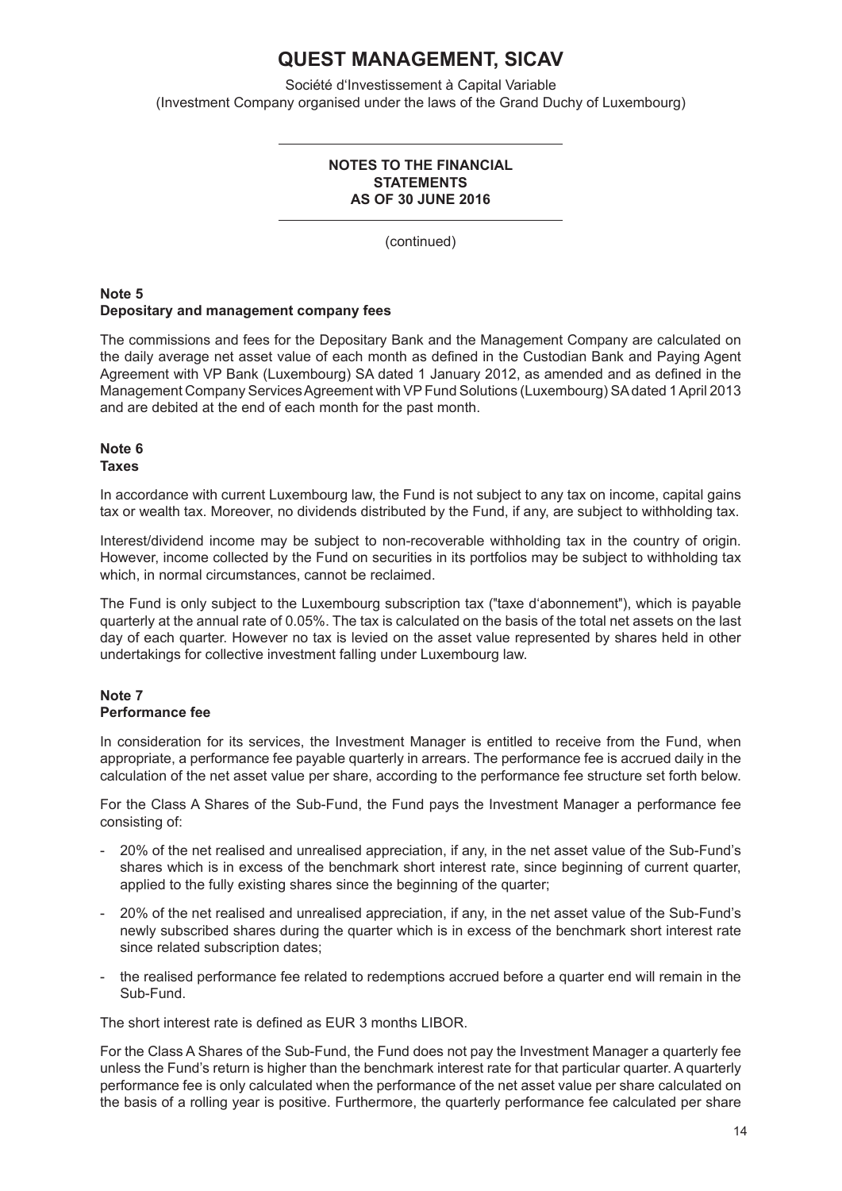# QUEST MANAGEMENT, SICAV

Société d'Investissement à Capital Variable
(Investment Company organised under the laws of the Grand Duchy of Luxembourg)

**NOTES TO THE FINANCIAL STATEMENTS AS OF 30 JUNE 2016**

(continued)

## Note 5
### Depositary and management company fees

The commissions and fees for the Depositary Bank and the Management Company are calculated on the daily average net asset value of each month as defined in the Custodian Bank and Paying Agent Agreement with VP Bank (Luxembourg) SA dated 1 January 2012, as amended and as defined in the Management Company Services Agreement with VP Fund Solutions (Luxembourg) SA dated 1 April 2013 and are debited at the end of each month for the past month.

## Note 6
### Taxes

In accordance with current Luxembourg law, the Fund is not subject to any tax on income, capital gains tax or wealth tax. Moreover, no dividends distributed by the Fund, if any, are subject to withholding tax.

Interest/dividend income may be subject to non-recoverable withholding tax in the country of origin. However, income collected by the Fund on securities in its portfolios may be subject to withholding tax which, in normal circumstances, cannot be reclaimed.

The Fund is only subject to the Luxembourg subscription tax ("taxe d'abonnement"), which is payable quarterly at the annual rate of 0.05%. The tax is calculated on the basis of the total net assets on the last day of each quarter. However no tax is levied on the asset value represented by shares held in other undertakings for collective investment falling under Luxembourg law.

## Note 7
### Performance fee

In consideration for its services, the Investment Manager is entitled to receive from the Fund, when appropriate, a performance fee payable quarterly in arrears. The performance fee is accrued daily in the calculation of the net asset value per share, according to the performance fee structure set forth below.

For the Class A Shares of the Sub-Fund, the Fund pays the Investment Manager a performance fee consisting of:

- 20% of the net realised and unrealised appreciation, if any, in the net asset value of the Sub-Fund's shares which is in excess of the benchmark short interest rate, since beginning of current quarter, applied to the fully existing shares since the beginning of the quarter;
- 20% of the net realised and unrealised appreciation, if any, in the net asset value of the Sub-Fund's newly subscribed shares during the quarter which is in excess of the benchmark short interest rate since related subscription dates;
- the realised performance fee related to redemptions accrued before a quarter end will remain in the Sub-Fund.

The short interest rate is defined as EUR 3 months LIBOR.

For the Class A Shares of the Sub-Fund, the Fund does not pay the Investment Manager a quarterly fee unless the Fund's return is higher than the benchmark interest rate for that particular quarter. A quarterly performance fee is only calculated when the performance of the net asset value per share calculated on the basis of a rolling year is positive. Furthermore, the quarterly performance fee calculated per share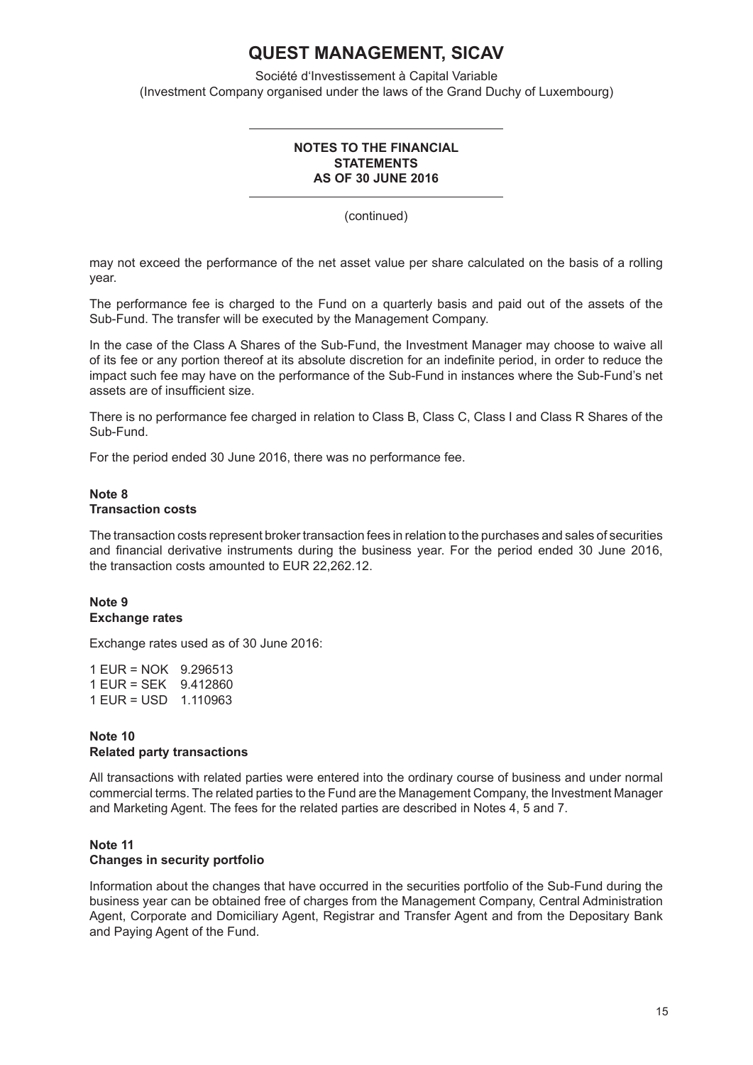may not exceed the performance of the net asset value per share calculated on the basis of a rolling year.

The performance fee is charged to the Fund on a quarterly basis and paid out of the assets of the Sub-Fund. The transfer will be executed by the Management Company.

In the case of the Class A Shares of the Sub-Fund, the Investment Manager may choose to waive all of its fee or any portion thereof at its absolute discretion for an indefinite period, in order to reduce the impact such fee may have on the performance of the Sub-Fund in instances where the Sub-Fund's net assets are of insufficient size.

There is no performance fee charged in relation to Class B, Class C, Class I and Class R Shares of the Sub-Fund.

For the period ended 30 June 2016, there was no performance fee.

## Note 8
## Transaction costs

The transaction costs represent broker transaction fees in relation to the purchases and sales of securities and financial derivative instruments during the business year. For the period ended 30 June 2016, the transaction costs amounted to EUR 22,262.12.

## Note 9
## Exchange rates

Exchange rates used as of 30 June 2016:

1 EUR = NOK 9.296513
1 EUR = SEK 9.412860
1 EUR = USD 1.110963

## Note 10
## Related party transactions

All transactions with related parties were entered into the ordinary course of business and under normal commercial terms. The related parties to the Fund are the Management Company, the Investment Manager and Marketing Agent. The fees for the related parties are described in Notes 4, 5 and 7.

## Note 11
## Changes in security portfolio

Information about the changes that have occurred in the securities portfolio of the Sub-Fund during the business year can be obtained free of charges from the Management Company, Central Administration Agent, Corporate and Domiciliary Agent, Registrar and Transfer Agent and from the Depositary Bank and Paying Agent of the Fund.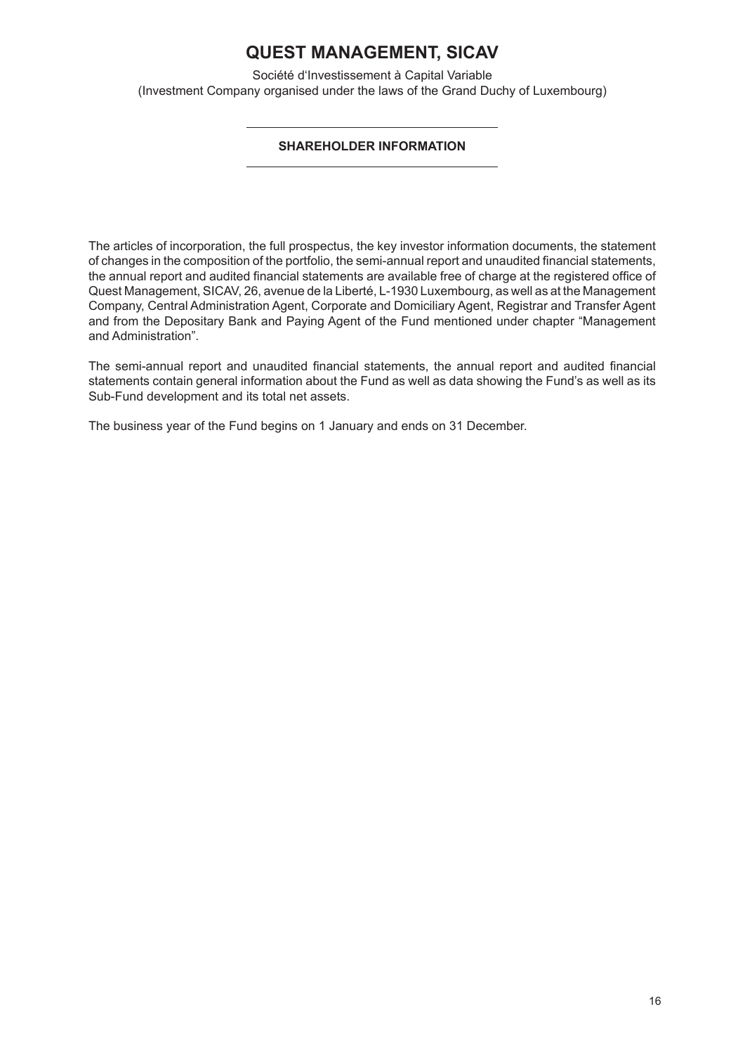# QUEST MANAGEMENT, SICAV

Société d'Investissement à Capital Variable
(Investment Company organised under the laws of the Grand Duchy of Luxembourg)

## SHAREHOLDER INFORMATION

The articles of incorporation, the full prospectus, the key investor information documents, the statement of changes in the composition of the portfolio, the semi-annual report and unaudited financial statements, the annual report and audited financial statements are available free of charge at the registered office of Quest Management, SICAV, 26, avenue de la Liberté, L-1930 Luxembourg, as well as at the Management Company, Central Administration Agent, Corporate and Domiciliary Agent, Registrar and Transfer Agent and from the Depositary Bank and Paying Agent of the Fund mentioned under chapter "Management and Administration".

The semi-annual report and unaudited financial statements, the annual report and audited financial statements contain general information about the Fund as well as data showing the Fund's as well as its Sub-Fund development and its total net assets.

The business year of the Fund begins on 1 January and ends on 31 December.